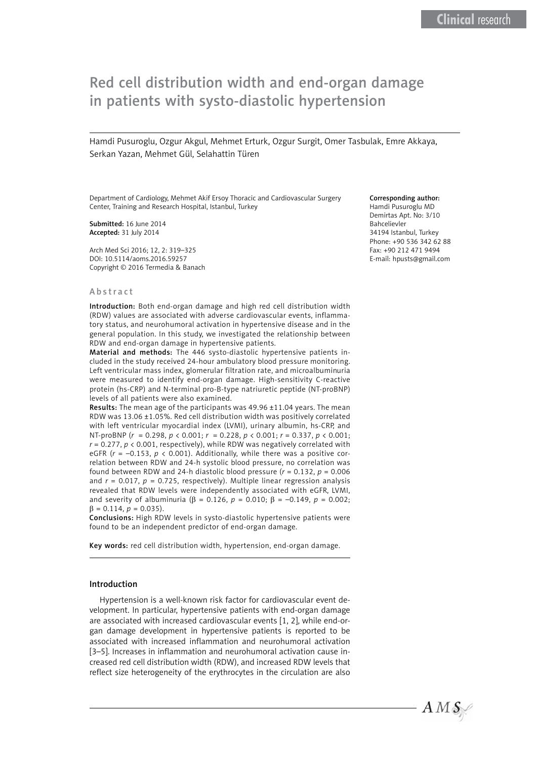# Red cell distribution width and end-organ damage in patients with systo-diastolic hypertension

Hamdi Pusuroglu, Ozgur Akgul, Mehmet Erturk, Ozgur Surgit, Omer Tasbulak, Emre Akkaya, Serkan Yazan, Mehmet Gül, Selahattin Türen

Department of Cardiology, Mehmet Akif Ersoy Thoracic and Cardiovascular Surgery Center, Training and Research Hospital, Istanbul, Turkey

**Submitted:** 16 June 2014
**Accepted:** 31 July 2014

Arch Med Sci 2016; 12, 2: 319–325
DOI: 10.5114/aoms.2016.59257
Copyright © 2016 Termedia & Banach

**Corresponding author:**
Hamdi Pusuroglu MD
Demirtas Apt. No: 3/10
Bahcelievler
34194 Istanbul, Turkey
Phone: +90 536 342 62 88
Fax: +90 212 471 9494
E-mail: hpusts@gmail.com

## Abstract

**Introduction:** Both end-organ damage and high red cell distribution width (RDW) values are associated with adverse cardiovascular events, inflammatory status, and neurohumoral activation in hypertensive disease and in the general population. In this study, we investigated the relationship between RDW and end-organ damage in hypertensive patients.

**Material and methods:** The 446 systo-diastolic hypertensive patients included in the study received 24-hour ambulatory blood pressure monitoring. Left ventricular mass index, glomerular filtration rate, and microalbuminuria were measured to identify end-organ damage. High-sensitivity C-reactive protein (hs-CRP) and N-terminal pro-B-type natriuretic peptide (NT-proBNP) levels of all patients were also examined.

**Results:** The mean age of the participants was 49.96 ±11.04 years. The mean RDW was 13.06 ±1.05%. Red cell distribution width was positively correlated with left ventricular myocardial index (LVMI), urinary albumin, hs-CRP, and NT-proBNP ($r = 0.298$, $p < 0.001$; $r = 0.228$, $p < 0.001$; $r = 0.337$, $p < 0.001$; $r = 0.277$, $p < 0.001$, respectively), while RDW was negatively correlated with eGFR ($r = -0.153$, $p < 0.001$). Additionally, while there was a positive correlation between RDW and 24-h systolic blood pressure, no correlation was found between RDW and 24-h diastolic blood pressure ($r = 0.132$, $p = 0.006$ and $r = 0.017$, $p = 0.725$, respectively). Multiple linear regression analysis revealed that RDW levels were independently associated with eGFR, LVMI, and severity of albuminuria ($\beta = 0.126$, $p = 0.010$; $\beta = -0.149$, $p = 0.002$; $\beta = 0.114$, $p = 0.035$).

**Conclusions:** High RDW levels in systo-diastolic hypertensive patients were found to be an independent predictor of end-organ damage.

**Key words:** red cell distribution width, hypertension, end-organ damage.

## Introduction

Hypertension is a well-known risk factor for cardiovascular event development. In particular, hypertensive patients with end-organ damage are associated with increased cardiovascular events [1, 2], while end-organ damage development in hypertensive patients is reported to be associated with increased inflammation and neurohumoral activation [3–5]. Increases in inflammation and neurohumoral activation cause increased red cell distribution width (RDW), and increased RDW levels that reflect size heterogeneity of the erythrocytes in the circulation are also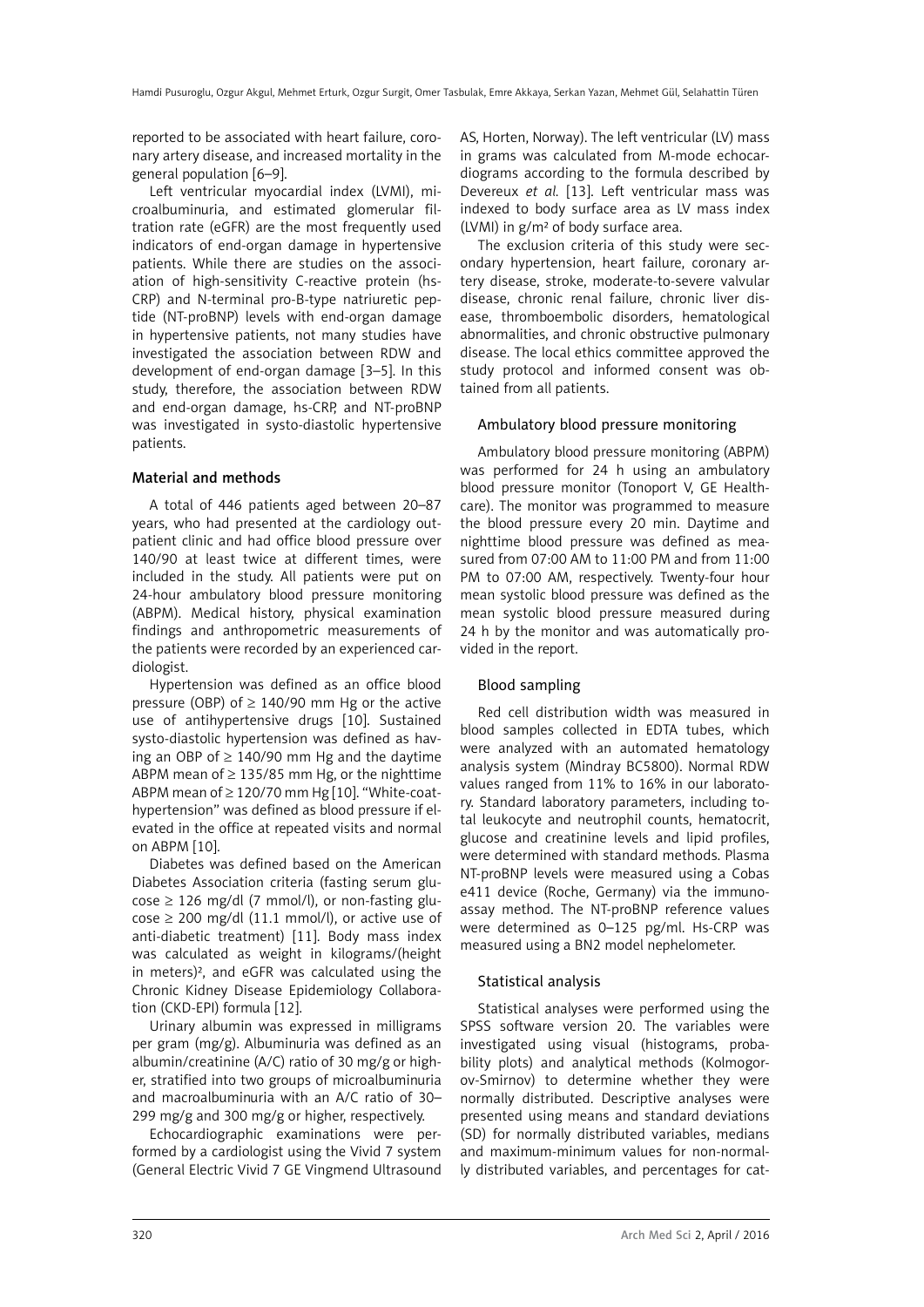reported to be associated with heart failure, coronary artery disease, and increased mortality in the general population [6–9].

Left ventricular myocardial index (LVMI), microalbuminuria, and estimated glomerular filtration rate (eGFR) are the most frequently used indicators of end-organ damage in hypertensive patients. While there are studies on the association of high-sensitivity C-reactive protein (hs-CRP) and N-terminal pro-B-type natriuretic peptide (NT-proBNP) levels with end-organ damage in hypertensive patients, not many studies have investigated the association between RDW and development of end-organ damage [3–5]. In this study, therefore, the association between RDW and end-organ damage, hs-CRP, and NT-proBNP was investigated in systo-diastolic hypertensive patients.

## Material and methods

A total of 446 patients aged between 20–87 years, who had presented at the cardiology outpatient clinic and had office blood pressure over 140/90 at least twice at different times, were included in the study. All patients were put on 24-hour ambulatory blood pressure monitoring (ABPM). Medical history, physical examination findings and anthropometric measurements of the patients were recorded by an experienced cardiologist.

Hypertension was defined as an office blood pressure (OBP) of ≥ 140/90 mm Hg or the active use of antihypertensive drugs [10]. Sustained systo-diastolic hypertension was defined as having an OBP of ≥ 140/90 mm Hg and the daytime ABPM mean of ≥ 135/85 mm Hg, or the nighttime ABPM mean of ≥ 120/70 mm Hg [10]. "White-coat-hypertension" was defined as blood pressure if elevated in the office at repeated visits and normal on ABPM [10].

Diabetes was defined based on the American Diabetes Association criteria (fasting serum glucose ≥ 126 mg/dl (7 mmol/l), or non-fasting glucose ≥ 200 mg/dl (11.1 mmol/l), or active use of anti-diabetic treatment) [11]. Body mass index was calculated as weight in kilograms/(height in meters)$^2$, and eGFR was calculated using the Chronic Kidney Disease Epidemiology Collaboration (CKD-EPI) formula [12].

Urinary albumin was expressed in milligrams per gram (mg/g). Albuminuria was defined as an albumin/creatinine (A/C) ratio of 30 mg/g or higher, stratified into two groups of microalbuminuria and macroalbuminuria with an A/C ratio of 30–299 mg/g and 300 mg/g or higher, respectively.

Echocardiographic examinations were performed by a cardiologist using the Vivid 7 system (General Electric Vivid 7 GE Vingmend Ultrasound AS, Horten, Norway). The left ventricular (LV) mass in grams was calculated from M-mode echocardiograms according to the formula described by Devereux *et al.* [13]. Left ventricular mass was indexed to body surface area as LV mass index (LVMI) in g/m$^2$ of body surface area.

The exclusion criteria of this study were secondary hypertension, heart failure, coronary artery disease, stroke, moderate-to-severe valvular disease, chronic renal failure, chronic liver disease, thromboembolic disorders, hematological abnormalities, and chronic obstructive pulmonary disease. The local ethics committee approved the study protocol and informed consent was obtained from all patients.

### Ambulatory blood pressure monitoring

Ambulatory blood pressure monitoring (ABPM) was performed for 24 h using an ambulatory blood pressure monitor (Tonoport V, GE Healthcare). The monitor was programmed to measure the blood pressure every 20 min. Daytime and nighttime blood pressure was defined as measured from 07:00 AM to 11:00 PM and from 11:00 PM to 07:00 AM, respectively. Twenty-four hour mean systolic blood pressure was defined as the mean systolic blood pressure measured during 24 h by the monitor and was automatically provided in the report.

### Blood sampling

Red cell distribution width was measured in blood samples collected in EDTA tubes, which were analyzed with an automated hematology analysis system (Mindray BC5800). Normal RDW values ranged from 11% to 16% in our laboratory. Standard laboratory parameters, including total leukocyte and neutrophil counts, hematocrit, glucose and creatinine levels and lipid profiles, were determined with standard methods. Plasma NT-proBNP levels were measured using a Cobas e411 device (Roche, Germany) via the immunoassay method. The NT-proBNP reference values were determined as 0–125 pg/ml. Hs-CRP was measured using a BN2 model nephelometer.

### Statistical analysis

Statistical analyses were performed using the SPSS software version 20. The variables were investigated using visual (histograms, probability plots) and analytical methods (Kolmogorov-Smirnov) to determine whether they were normally distributed. Descriptive analyses were presented using means and standard deviations (SD) for normally distributed variables, medians and maximum-minimum values for non-normally distributed variables, and percentages for cat-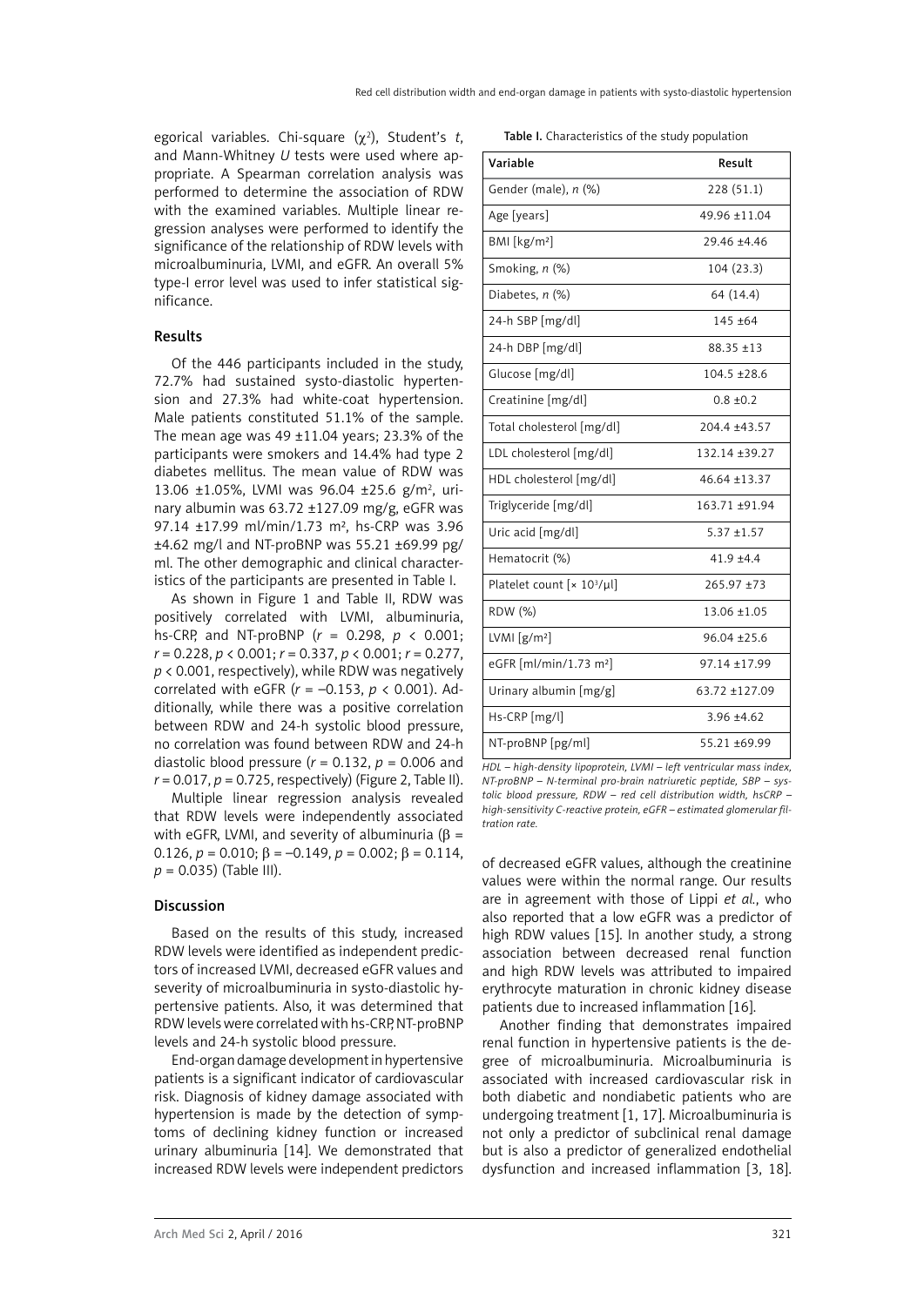egorical variables. Chi-square ($\chi^2$), Student's *t*, and Mann-Whitney *U* tests were used where appropriate. A Spearman correlation analysis was performed to determine the association of RDW with the examined variables. Multiple linear regression analyses were performed to identify the significance of the relationship of RDW levels with microalbuminuria, LVMI, and eGFR. An overall 5% type-I error level was used to infer statistical significance.

## Results

Of the 446 participants included in the study, 72.7% had sustained systo-diastolic hypertension and 27.3% had white-coat hypertension. Male patients constituted 51.1% of the sample. The mean age was 49 ±11.04 years; 23.3% of the participants were smokers and 14.4% had type 2 diabetes mellitus. The mean value of RDW was 13.06 ±1.05%, LVMI was 96.04 ±25.6 g/m², urinary albumin was 63.72 ±127.09 mg/g, eGFR was 97.14 ±17.99 ml/min/1.73 m², hs-CRP was 3.96 ±4.62 mg/l and NT-proBNP was 55.21 ±69.99 pg/ml. The other demographic and clinical characteristics of the participants are presented in Table I.

As shown in Figure 1 and Table II, RDW was positively correlated with LVMI, albuminuria, hs-CRP, and NT-proBNP ($r$ = 0.298, $p$ < 0.001; $r$ = 0.228, $p$ < 0.001; $r$ = 0.337, $p$ < 0.001; $r$ = 0.277, $p$ < 0.001, respectively), while RDW was negatively correlated with eGFR ($r$ = –0.153, $p$ < 0.001). Additionally, while there was a positive correlation between RDW and 24-h systolic blood pressure, no correlation was found between RDW and 24-h diastolic blood pressure ($r$ = 0.132, $p$ = 0.006 and $r$ = 0.017, $p$ = 0.725, respectively) (Figure 2, Table II).

Multiple linear regression analysis revealed that RDW levels were independently associated with eGFR, LVMI, and severity of albuminuria ($\beta$ = 0.126, $p$ = 0.010; $\beta$ = –0.149, $p$ = 0.002; $\beta$ = 0.114, $p$ = 0.035) (Table III).

**Table I.** Characteristics of the study population

| Variable | Result |
|---|---|
| Gender (male), *n* (%) | 228 (51.1) |
| Age [years] | 49.96 ±11.04 |
| BMI [kg/m²] | 29.46 ±4.46 |
| Smoking, *n* (%) | 104 (23.3) |
| Diabetes, *n* (%) | 64 (14.4) |
| 24-h SBP [mg/dl] | 145 ±64 |
| 24-h DBP [mg/dl] | 88.35 ±13 |
| Glucose [mg/dl] | 104.5 ±28.6 |
| Creatinine [mg/dl] | 0.8 ±0.2 |
| Total cholesterol [mg/dl] | 204.4 ±43.57 |
| LDL cholesterol [mg/dl] | 132.14 ±39.27 |
| HDL cholesterol [mg/dl] | 46.64 ±13.37 |
| Triglyceride [mg/dl] | 163.71 ±91.94 |
| Uric acid [mg/dl] | 5.37 ±1.57 |
| Hematocrit (%) | 41.9 ±4.4 |
| Platelet count [× 10³/μl] | 265.97 ±73 |
| RDW (%) | 13.06 ±1.05 |
| LVMI [g/m²] | 96.04 ±25.6 |
| eGFR [ml/min/1.73 m²] | 97.14 ±17.99 |
| Urinary albumin [mg/g] | 63.72 ±127.09 |
| Hs-CRP [mg/l] | 3.96 ±4.62 |
| NT-proBNP [pg/ml] | 55.21 ±69.99 |

*HDL – high-density lipoprotein, LVMI – left ventricular mass index, NT-proBNP – N-terminal pro-brain natriuretic peptide, SBP – systolic blood pressure, RDW – red cell distribution width, hsCRP – high-sensitivity C-reactive protein, eGFR – estimated glomerular filtration rate.*

## Discussion

Based on the results of this study, increased RDW levels were identified as independent predictors of increased LVMI, decreased eGFR values and severity of microalbuminuria in systo-diastolic hypertensive patients. Also, it was determined that RDW levels were correlated with hs-CRP, NT-proBNP levels and 24-h systolic blood pressure.

End-organ damage development in hypertensive patients is a significant indicator of cardiovascular risk. Diagnosis of kidney damage associated with hypertension is made by the detection of symptoms of declining kidney function or increased urinary albuminuria [14]. We demonstrated that increased RDW levels were independent predictors of decreased eGFR values, although the creatinine values were within the normal range. Our results are in agreement with those of Lippi *et al.*, who also reported that a low eGFR was a predictor of high RDW values [15]. In another study, a strong association between decreased renal function and high RDW levels was attributed to impaired erythrocyte maturation in chronic kidney disease patients due to increased inflammation [16].

Another finding that demonstrates impaired renal function in hypertensive patients is the degree of microalbuminuria. Microalbuminuria is associated with increased cardiovascular risk in both diabetic and nondiabetic patients who are undergoing treatment [1, 17]. Microalbuminuria is not only a predictor of subclinical renal damage but is also a predictor of generalized endothelial dysfunction and increased inflammation [3, 18].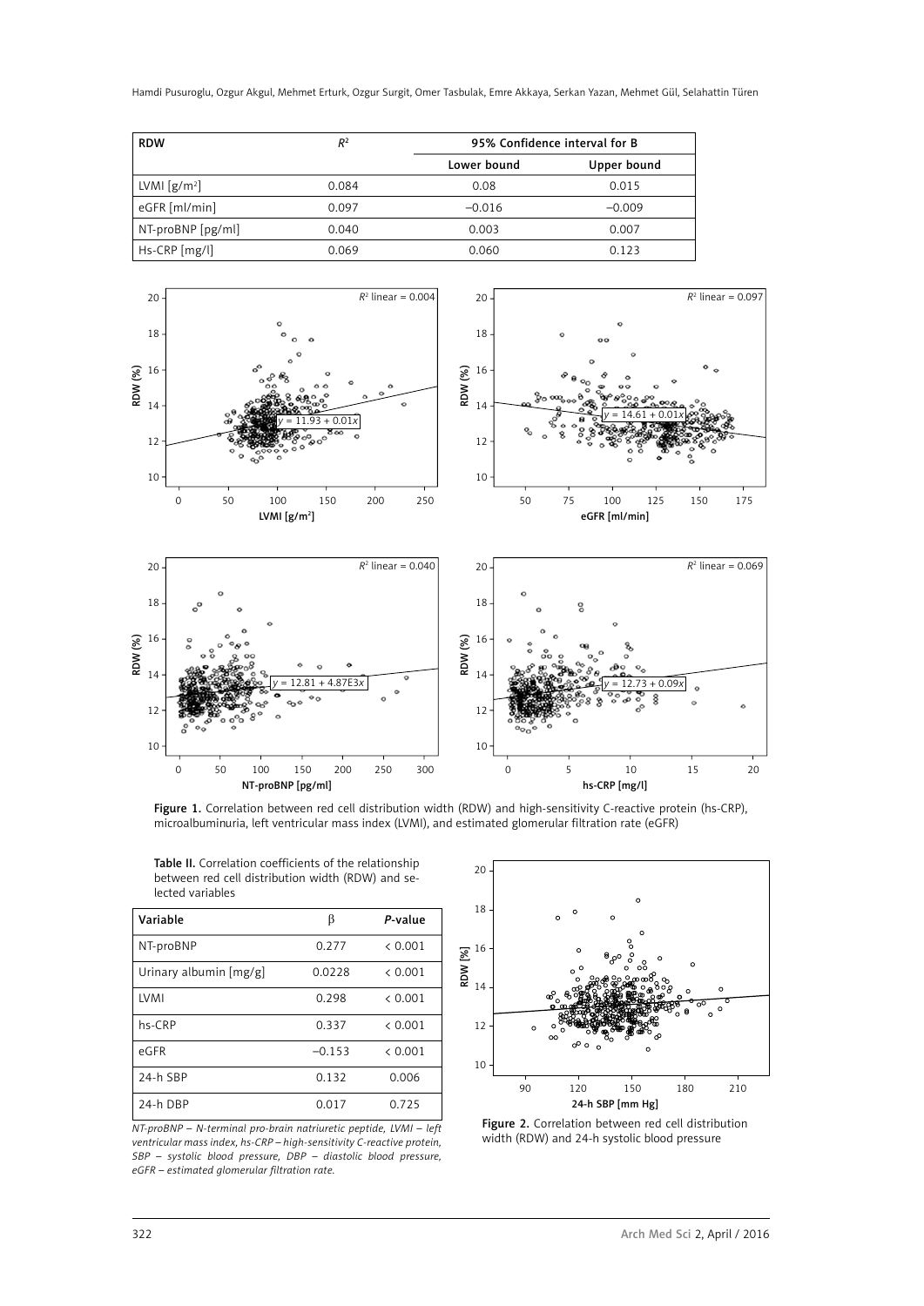| RDW | $R^2$ | 95% Confidence interval for B | |
|---|---|---|---|
| | | Lower bound | Upper bound |
| LVMI [g/m$^2$] | 0.084 | 0.08 | 0.015 |
| eGFR [ml/min] | 0.097 | –0.016 | –0.009 |
| NT-proBNP [pg/ml] | 0.040 | 0.003 | 0.007 |
| Hs-CRP [mg/l] | 0.069 | 0.060 | 0.123 |

**Figure 1.** Correlation between red cell distribution width (RDW) and high-sensitivity C-reactive protein (hs-CRP), microalbuminuria, left ventricular mass index (LVMI), and estimated glomerular filtration rate (eGFR)

**Table II.** Correlation coefficients of the relationship between red cell distribution width (RDW) and selected variables

| Variable | β | *P*-value |
|---|---|---|
| NT-proBNP | 0.277 | < 0.001 |
| Urinary albumin [mg/g] | 0.0228 | < 0.001 |
| LVMI | 0.298 | < 0.001 |
| hs-CRP | 0.337 | < 0.001 |
| eGFR | –0.153 | < 0.001 |
| 24-h SBP | 0.132 | 0.006 |
| 24-h DBP | 0.017 | 0.725 |

*NT-proBNP – N-terminal pro-brain natriuretic peptide, LVMI – left ventricular mass index, hs-CRP – high-sensitivity C-reactive protein, SBP – systolic blood pressure, DBP – diastolic blood pressure, eGFR – estimated glomerular filtration rate.*

**Figure 2.** Correlation between red cell distribution width (RDW) and 24-h systolic blood pressure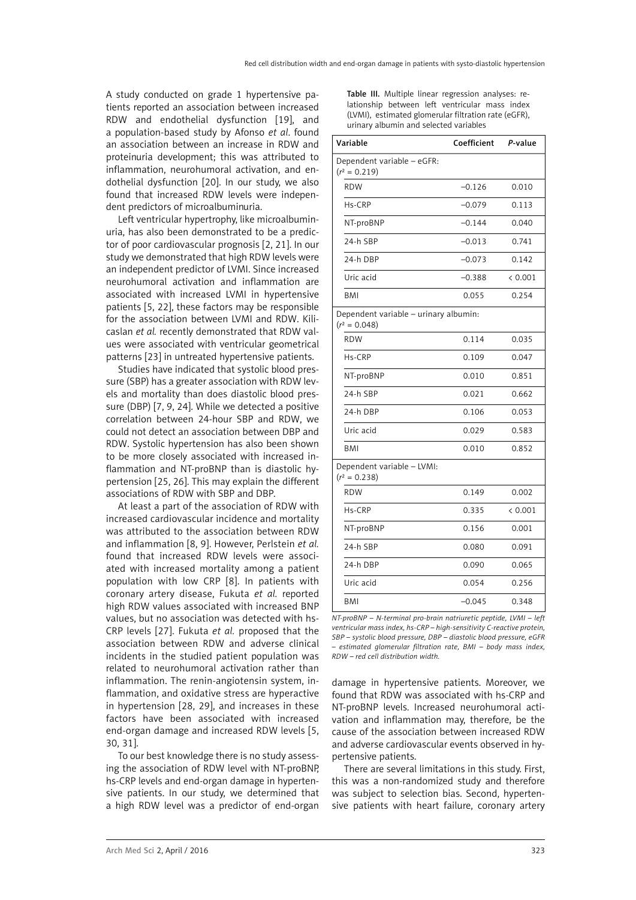A study conducted on grade 1 hypertensive patients reported an association between increased RDW and endothelial dysfunction [19], and a population-based study by Afonso *et al*. found an association between an increase in RDW and proteinuria development; this was attributed to inflammation, neurohumoral activation, and endothelial dysfunction [20]. In our study, we also found that increased RDW levels were independent predictors of microalbuminuria.

Left ventricular hypertrophy, like microalbuminuria, has also been demonstrated to be a predictor of poor cardiovascular prognosis [2, 21]. In our study we demonstrated that high RDW levels were an independent predictor of LVMI. Since increased neurohumoral activation and inflammation are associated with increased LVMI in hypertensive patients [5, 22], these factors may be responsible for the association between LVMI and RDW. Kilicaslan *et al.* recently demonstrated that RDW values were associated with ventricular geometrical patterns [23] in untreated hypertensive patients.

Studies have indicated that systolic blood pressure (SBP) has a greater association with RDW levels and mortality than does diastolic blood pressure (DBP) [7, 9, 24]. While we detected a positive correlation between 24-hour SBP and RDW, we could not detect an association between DBP and RDW. Systolic hypertension has also been shown to be more closely associated with increased inflammation and NT-proBNP than is diastolic hypertension [25, 26]. This may explain the different associations of RDW with SBP and DBP.

At least a part of the association of RDW with increased cardiovascular incidence and mortality was attributed to the association between RDW and inflammation [8, 9]. However, Perlstein *et al.* found that increased RDW levels were associated with increased mortality among a patient population with low CRP [8]. In patients with coronary artery disease, Fukuta *et al.* reported high RDW values associated with increased BNP values, but no association was detected with hs-CRP levels [27]. Fukuta *et al.* proposed that the association between RDW and adverse clinical incidents in the studied patient population was related to neurohumoral activation rather than inflammation. The renin-angiotensin system, inflammation, and oxidative stress are hyperactive in hypertension [28, 29], and increases in these factors have been associated with increased end-organ damage and increased RDW levels [5, 30, 31].

To our best knowledge there is no study assessing the association of RDW level with NT-proBNP, hs-CRP levels and end-organ damage in hypertensive patients. In our study, we determined that a high RDW level was a predictor of end-organ damage in hypertensive patients. Moreover, we found that RDW was associated with hs-CRP and NT-proBNP levels. Increased neurohumoral activation and inflammation may, therefore, be the cause of the association between increased RDW and adverse cardiovascular events observed in hypertensive patients.

**Table III.** Multiple linear regression analyses: relationship between left ventricular mass index (LVMI), estimated glomerular filtration rate (eGFR), urinary albumin and selected variables

| Variable | Coefficient | *P*-value |
|---|---|---|
| Dependent variable – eGFR: ($r^2$ = 0.219) | | |
| RDW | –0.126 | 0.010 |
| Hs-CRP | –0.079 | 0.113 |
| NT-proBNP | –0.144 | 0.040 |
| 24-h SBP | –0.013 | 0.741 |
| 24-h DBP | –0.073 | 0.142 |
| Uric acid | –0.388 | < 0.001 |
| BMI | 0.055 | 0.254 |
| Dependent variable – urinary albumin: ($r^2$ = 0.048) | | |
| RDW | 0.114 | 0.035 |
| Hs-CRP | 0.109 | 0.047 |
| NT-proBNP | 0.010 | 0.851 |
| 24-h SBP | 0.021 | 0.662 |
| 24-h DBP | 0.106 | 0.053 |
| Uric acid | 0.029 | 0.583 |
| BMI | 0.010 | 0.852 |
| Dependent variable – LVMI: ($r^2$ = 0.238) | | |
| RDW | 0.149 | 0.002 |
| Hs-CRP | 0.335 | < 0.001 |
| NT-proBNP | 0.156 | 0.001 |
| 24-h SBP | 0.080 | 0.091 |
| 24-h DBP | 0.090 | 0.065 |
| Uric acid | 0.054 | 0.256 |
| BMI | –0.045 | 0.348 |

*NT-proBNP – N-terminal pro-brain natriuretic peptide, LVMI – left ventricular mass index, hs-CRP – high-sensitivity C-reactive protein, SBP – systolic blood pressure, DBP – diastolic blood pressure, eGFR – estimated glomerular filtration rate, BMI – body mass index, RDW – red cell distribution width.*

There are several limitations in this study. First, this was a non-randomized study and therefore was subject to selection bias. Second, hypertensive patients with heart failure, coronary artery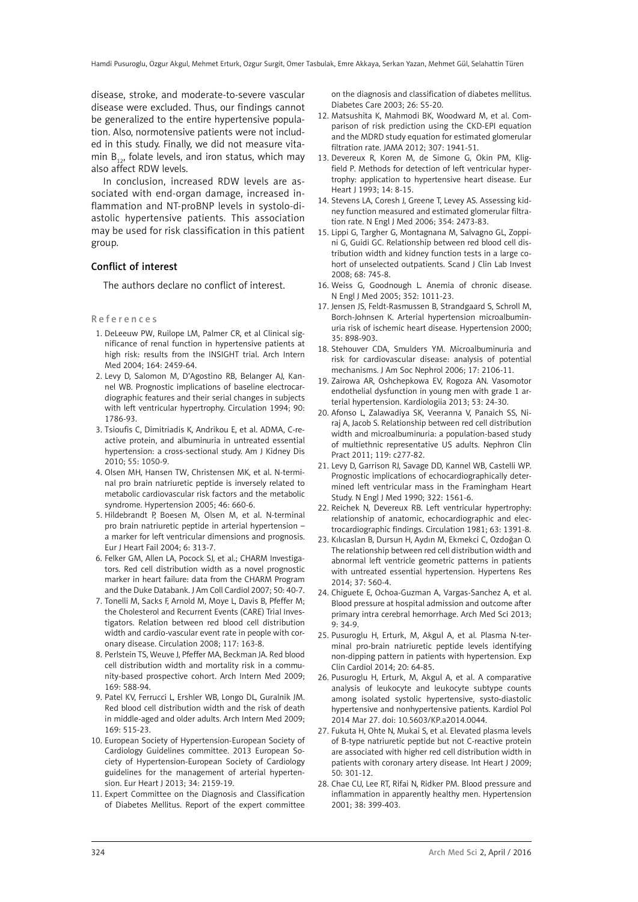disease, stroke, and moderate-to-severe vascular disease were excluded. Thus, our findings cannot be generalized to the entire hypertensive population. Also, normotensive patients were not included in this study. Finally, we did not measure vitamin $B_{12}$, folate levels, and iron status, which may also affect RDW levels.

In conclusion, increased RDW levels are associated with end-organ damage, increased inflammation and NT-proBNP levels in systolo-diastolic hypertensive patients. This association may be used for risk classification in this patient group.

## Conflict of interest

The authors declare no conflict of interest.

## References

1. DeLeeuw PW, Ruilope LM, Palmer CR, et al Clinical significance of renal function in hypertensive patients at high risk: results from the INSIGHT trial. Arch Intern Med 2004; 164: 2459-64.
2. Levy D, Salomon M, D'Agostino RB, Belanger AJ, Kannel WB. Prognostic implications of baseline electrocardiographic features and their serial changes in subjects with left ventricular hypertrophy. Circulation 1994; 90: 1786-93.
3. Tsioufis C, Dimitriadis K, Andrikou E, et al. ADMA, C-reactive protein, and albuminuria in untreated essential hypertension: a cross-sectional study. Am J Kidney Dis 2010; 55: 1050-9.
4. Olsen MH, Hansen TW, Christensen MK, et al. N-terminal pro brain natriuretic peptide is inversely related to metabolic cardiovascular risk factors and the metabolic syndrome. Hypertension 2005; 46: 660-6.
5. Hildebrandt P, Boesen M, Olsen M, et al. N-terminal pro brain natriuretic peptide in arterial hypertension – a marker for left ventricular dimensions and prognosis. Eur J Heart Fail 2004; 6: 313-7.
6. Felker GM, Allen LA, Pocock SJ, et al.; CHARM Investigators. Red cell distribution width as a novel prognostic marker in heart failure: data from the CHARM Program and the Duke Databank. J Am Coll Cardiol 2007; 50: 40-7.
7. Tonelli M, Sacks F, Arnold M, Moye L, Davis B, Pfeffer M; the Cholesterol and Recurrent Events (CARE) Trial Investigators. Relation between red blood cell distribution width and cardio-vascular event rate in people with coronary disease. Circulation 2008; 117: 163-8.
8. Perlstein TS, Weuve J, Pfeffer MA, Beckman JA. Red blood cell distribution width and mortality risk in a community-based prospective cohort. Arch Intern Med 2009; 169: 588-94.
9. Patel KV, Ferrucci L, Ershler WB, Longo DL, Guralnik JM. Red blood cell distribution width and the risk of death in middle-aged and older adults. Arch Intern Med 2009; 169: 515-23.
10. European Society of Hypertension-European Society of Cardiology Guidelines committee. 2013 European Society of Hypertension-European Society of Cardiology guidelines for the management of arterial hypertension. Eur Heart J 2013; 34: 2159-19.
11. Expert Committee on the Diagnosis and Classification of Diabetes Mellitus. Report of the expert committee on the diagnosis and classification of diabetes mellitus. Diabetes Care 2003; 26: S5-20.
12. Matsushita K, Mahmodi BK, Woodward M, et al. Comparison of risk prediction using the CKD-EPI equation and the MDRD study equation for estimated glomerular filtration rate. JAMA 2012; 307: 1941-51.
13. Devereux R, Koren M, de Simone G, Okin PM, Kligfield P. Methods for detection of left ventricular hypertrophy: application to hypertensive heart disease. Eur Heart J 1993; 14: 8-15.
14. Stevens LA, Coresh J, Greene T, Levey AS. Assessing kidney function measured and estimated glomerular filtration rate. N Engl J Med 2006; 354: 2473-83.
15. Lippi G, Targher G, Montagnana M, Salvagno GL, Zoppini G, Guidi GC. Relationship between red blood cell distribution width and kidney function tests in a large cohort of unselected outpatients. Scand J Clin Lab Invest 2008; 68: 745-8.
16. Weiss G, Goodnough L. Anemia of chronic disease. N Engl J Med 2005; 352: 1011-23.
17. Jensen JS, Feldt-Rasmussen B, Strandgaard S, Schroll M, Borch-Johnsen K. Arterial hypertension microalbuminuria risk of ischemic heart disease. Hypertension 2000; 35: 898-903.
18. Stehouver CDA, Smulders YM. Microalbuminuria and risk for cardiovascular disease: analysis of potential mechanisms. J Am Soc Nephrol 2006; 17: 2106-11.
19. Zairowa AR, Oshchepkowa EV, Rogoza AN. Vasomotor endothelial dysfunction in young men with grade 1 arterial hypertension. Kardiologiia 2013; 53: 24-30.
20. Afonso L, Zalawadiya SK, Veeranna V, Panaich SS, Niraj A, Jacob S. Relationship between red cell distribution width and microalbuminuria: a population-based study of multiethnic representative US adults. Nephron Clin Pract 2011; 119: c277-82.
21. Levy D, Garrison RJ, Savage DD, Kannel WB, Castelli WP. Prognostic implications of echocardiographically determined left ventricular mass in the Framingham Heart Study. N Engl J Med 1990; 322: 1561-6.
22. Reichek N, Devereux RB. Left ventricular hypertrophy: relationship of anatomic, echocardiographic and electrocardiographic findings. Circulation 1981; 63: 1391-8.
23. Kılıcaslan B, Dursun H, Aydın M, Ekmekci C, Ozdoğan O. The relationship between red cell distribution width and abnormal left ventricle geometric patterns in patients with untreated essential hypertension. Hypertens Res 2014; 37: 560-4.
24. Chiguete E, Ochoa-Guzman A, Vargas-Sanchez A, et al. Blood pressure at hospital admission and outcome after primary intra cerebral hemorrhage. Arch Med Sci 2013; 9: 34-9.
25. Pusuroglu H, Erturk, M, Akgul A, et al. Plasma N-terminal pro-brain natriuretic peptide levels identifying non-dipping pattern in patients with hypertension. Exp Clin Cardiol 2014; 20: 64-85.
26. Pusuroglu H, Erturk, M, Akgul A, et al. A comparative analysis of leukocyte and leukocyte subtype counts among isolated systolic hypertensive, systo-diastolic hypertensive and nonhypertensive patients. Kardiol Pol 2014 Mar 27. doi: 10.5603/KP.a2014.0044.
27. Fukuta H, Ohte N, Mukai S, et al. Elevated plasma levels of B-type natriuretic peptide but not C-reactive protein are associated with higher red cell distribution width in patients with coronary artery disease. Int Heart J 2009; 50: 301-12.
28. Chae CU, Lee RT, Rifai N, Ridker PM. Blood pressure and inflammation in apparently healthy men. Hypertension 2001; 38: 399-403.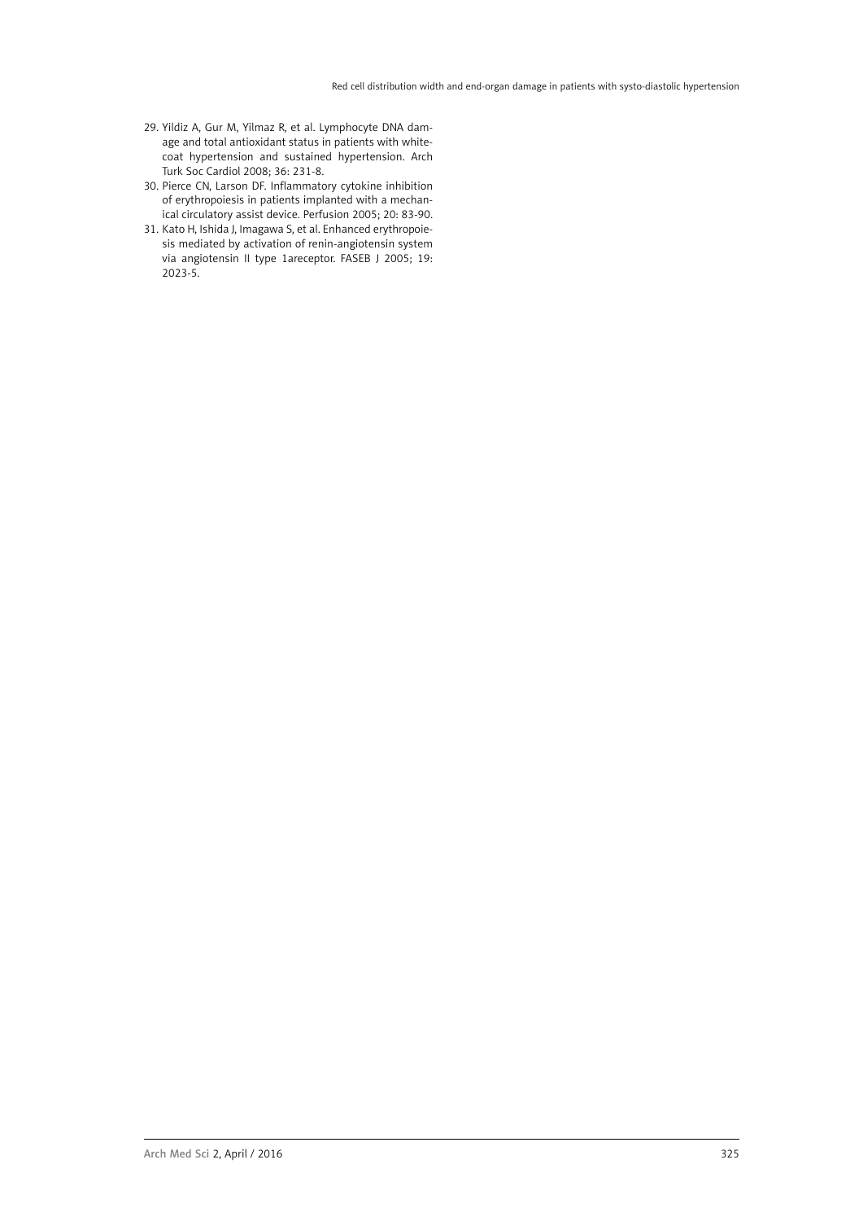29. Yildiz A, Gur M, Yilmaz R, et al. Lymphocyte DNA damage and total antioxidant status in patients with white-coat hypertension and sustained hypertension. Arch Turk Soc Cardiol 2008; 36: 231-8.
30. Pierce CN, Larson DF. Inflammatory cytokine inhibition of erythropoiesis in patients implanted with a mechanical circulatory assist device. Perfusion 2005; 20: 83-90.
31. Kato H, Ishida J, Imagawa S, et al. Enhanced erythropoiesis mediated by activation of renin-angiotensin system via angiotensin II type 1areceptor. FASEB J 2005; 19: 2023-5.